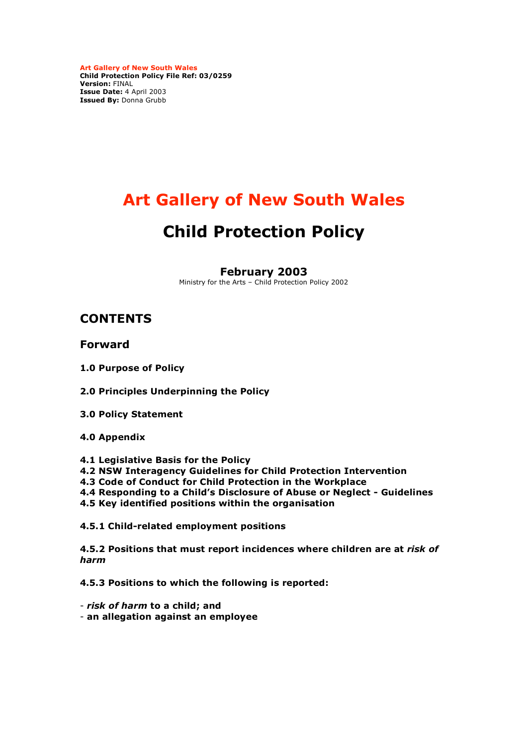**Art Gallery of New South Wales**
**Child Protection Policy File Ref: 03/0259**
**Version:** FINAL
**Issue Date:** 4 April 2003
**Issued By:** Donna Grubb

# Art Gallery of New South Wales

# Child Protection Policy

### February 2003

Ministry for the Arts – Child Protection Policy 2002

## CONTENTS

### Forward

**1.0 Purpose of Policy**

**2.0 Principles Underpinning the Policy**

**3.0 Policy Statement**

**4.0 Appendix**

**4.1 Legislative Basis for the Policy**
**4.2 NSW Interagency Guidelines for Child Protection Intervention**
**4.3 Code of Conduct for Child Protection in the Workplace**
**4.4 Responding to a Child's Disclosure of Abuse or Neglect - Guidelines**
**4.5 Key identified positions within the organisation**

**4.5.1 Child-related employment positions**

**4.5.2 Positions that must report incidences where children are at *risk of harm***

**4.5.3 Positions to which the following is reported:**

- ***risk of harm* to a child; and**
- **an allegation against an employee**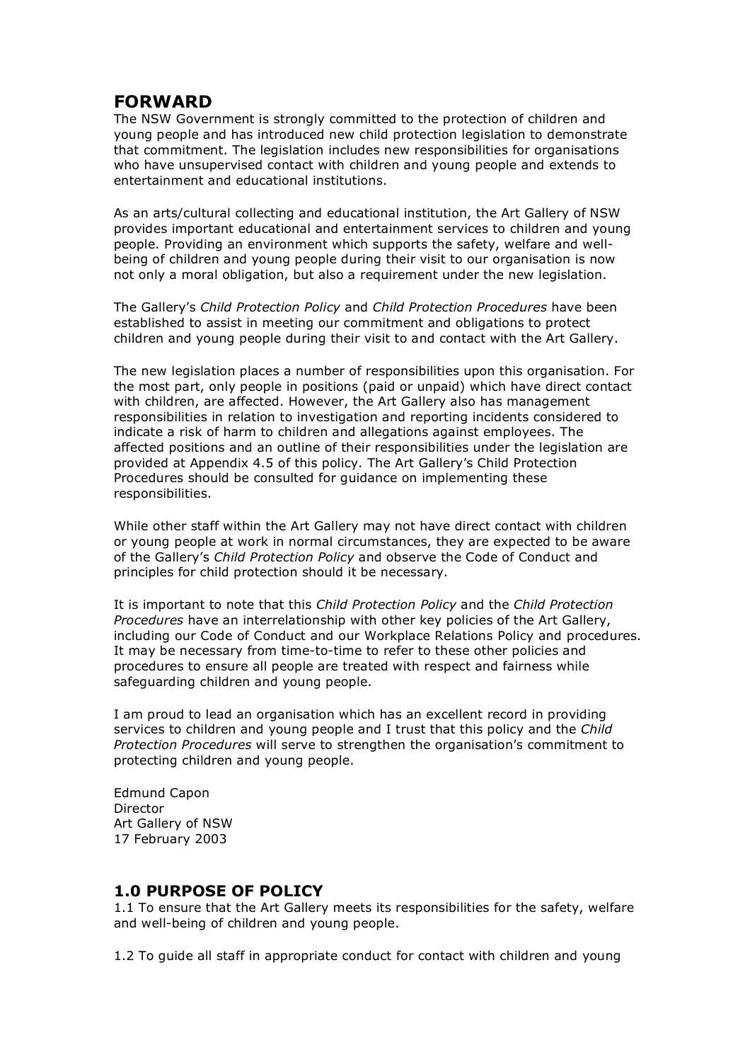## FORWARD

The NSW Government is strongly committed to the protection of children and young people and has introduced new child protection legislation to demonstrate that commitment. The legislation includes new responsibilities for organisations who have unsupervised contact with children and young people and extends to entertainment and educational institutions.

As an arts/cultural collecting and educational institution, the Art Gallery of NSW provides important educational and entertainment services to children and young people. Providing an environment which supports the safety, welfare and well-being of children and young people during their visit to our organisation is now not only a moral obligation, but also a requirement under the new legislation.

The Gallery's *Child Protection Policy* and *Child Protection Procedures* have been established to assist in meeting our commitment and obligations to protect children and young people during their visit to and contact with the Art Gallery.

The new legislation places a number of responsibilities upon this organisation. For the most part, only people in positions (paid or unpaid) which have direct contact with children, are affected. However, the Art Gallery also has management responsibilities in relation to investigation and reporting incidents considered to indicate a risk of harm to children and allegations against employees. The affected positions and an outline of their responsibilities under the legislation are provided at Appendix 4.5 of this policy. The Art Gallery's Child Protection Procedures should be consulted for guidance on implementing these responsibilities.

While other staff within the Art Gallery may not have direct contact with children or young people at work in normal circumstances, they are expected to be aware of the Gallery's *Child Protection Policy* and observe the Code of Conduct and principles for child protection should it be necessary.

It is important to note that this *Child Protection Policy* and the *Child Protection Procedures* have an interrelationship with other key policies of the Art Gallery, including our Code of Conduct and our Workplace Relations Policy and procedures. It may be necessary from time-to-time to refer to these other policies and procedures to ensure all people are treated with respect and fairness while safeguarding children and young people.

I am proud to lead an organisation which has an excellent record in providing services to children and young people and I trust that this policy and the *Child Protection Procedures* will serve to strengthen the organisation's commitment to protecting children and young people.

Edmund Capon
Director
Art Gallery of NSW
17 February 2003

## 1.0 PURPOSE OF POLICY

1.1 To ensure that the Art Gallery meets its responsibilities for the safety, welfare and well-being of children and young people.

1.2 To guide all staff in appropriate conduct for contact with children and young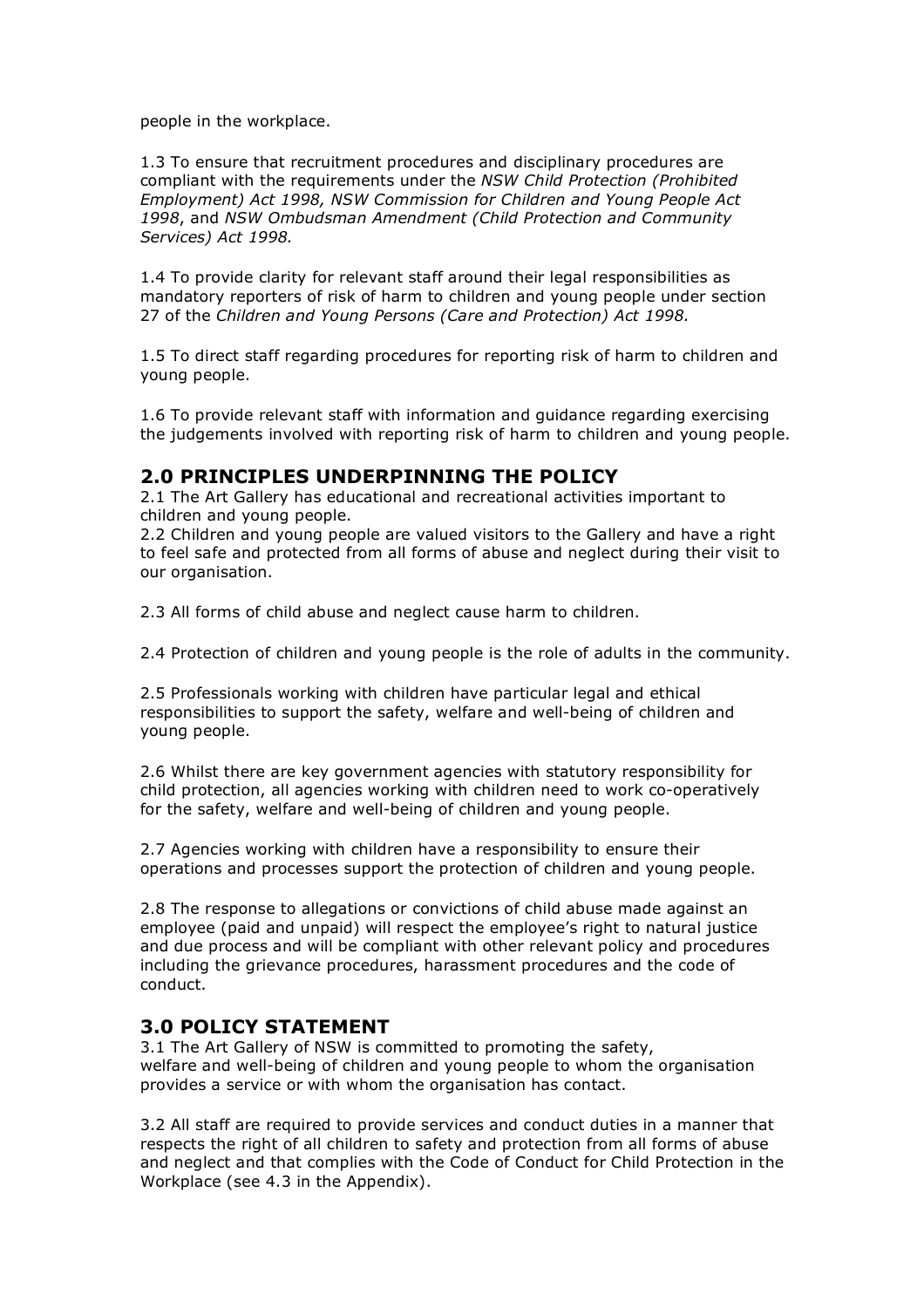people in the workplace.

1.3 To ensure that recruitment procedures and disciplinary procedures are compliant with the requirements under the *NSW Child Protection (Prohibited Employment) Act 1998, NSW Commission for Children and Young People Act 1998*, and *NSW Ombudsman Amendment (Child Protection and Community Services) Act 1998.*

1.4 To provide clarity for relevant staff around their legal responsibilities as mandatory reporters of risk of harm to children and young people under section 27 of the *Children and Young Persons (Care and Protection) Act 1998.*

1.5 To direct staff regarding procedures for reporting risk of harm to children and young people.

1.6 To provide relevant staff with information and guidance regarding exercising the judgements involved with reporting risk of harm to children and young people.

## 2.0 PRINCIPLES UNDERPINNING THE POLICY

2.1 The Art Gallery has educational and recreational activities important to children and young people.
2.2 Children and young people are valued visitors to the Gallery and have a right to feel safe and protected from all forms of abuse and neglect during their visit to our organisation.

2.3 All forms of child abuse and neglect cause harm to children.

2.4 Protection of children and young people is the role of adults in the community.

2.5 Professionals working with children have particular legal and ethical responsibilities to support the safety, welfare and well-being of children and young people.

2.6 Whilst there are key government agencies with statutory responsibility for child protection, all agencies working with children need to work co-operatively for the safety, welfare and well-being of children and young people.

2.7 Agencies working with children have a responsibility to ensure their operations and processes support the protection of children and young people.

2.8 The response to allegations or convictions of child abuse made against an employee (paid and unpaid) will respect the employee's right to natural justice and due process and will be compliant with other relevant policy and procedures including the grievance procedures, harassment procedures and the code of conduct.

## 3.0 POLICY STATEMENT

3.1 The Art Gallery of NSW is committed to promoting the safety, welfare and well-being of children and young people to whom the organisation provides a service or with whom the organisation has contact.

3.2 All staff are required to provide services and conduct duties in a manner that respects the right of all children to safety and protection from all forms of abuse and neglect and that complies with the Code of Conduct for Child Protection in the Workplace (see 4.3 in the Appendix).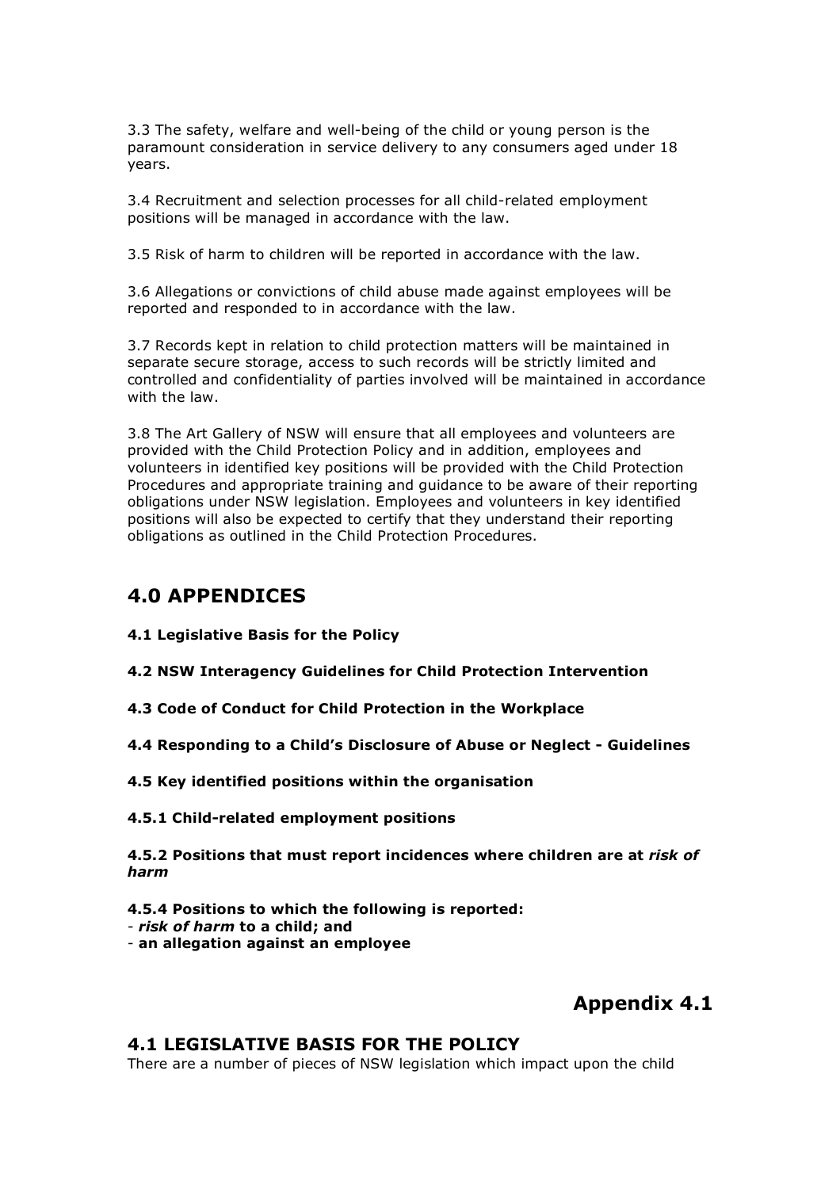3.3 The safety, welfare and well-being of the child or young person is the paramount consideration in service delivery to any consumers aged under 18 years.

3.4 Recruitment and selection processes for all child-related employment positions will be managed in accordance with the law.

3.5 Risk of harm to children will be reported in accordance with the law.

3.6 Allegations or convictions of child abuse made against employees will be reported and responded to in accordance with the law.

3.7 Records kept in relation to child protection matters will be maintained in separate secure storage, access to such records will be strictly limited and controlled and confidentiality of parties involved will be maintained in accordance with the law.

3.8 The Art Gallery of NSW will ensure that all employees and volunteers are provided with the Child Protection Policy and in addition, employees and volunteers in identified key positions will be provided with the Child Protection Procedures and appropriate training and guidance to be aware of their reporting obligations under NSW legislation. Employees and volunteers in key identified positions will also be expected to certify that they understand their reporting obligations as outlined in the Child Protection Procedures.

## 4.0 APPENDICES

**4.1 Legislative Basis for the Policy**

**4.2 NSW Interagency Guidelines for Child Protection Intervention**

**4.3 Code of Conduct for Child Protection in the Workplace**

**4.4 Responding to a Child's Disclosure of Abuse or Neglect - Guidelines**

**4.5 Key identified positions within the organisation**

**4.5.1 Child-related employment positions**

**4.5.2 Positions that must report incidences where children are at *risk of harm***

**4.5.4 Positions to which the following is reported:**
- ***risk of harm* to a child; and**
- **an allegation against an employee**

## Appendix 4.1

### 4.1 LEGISLATIVE BASIS FOR THE POLICY

There are a number of pieces of NSW legislation which impact upon the child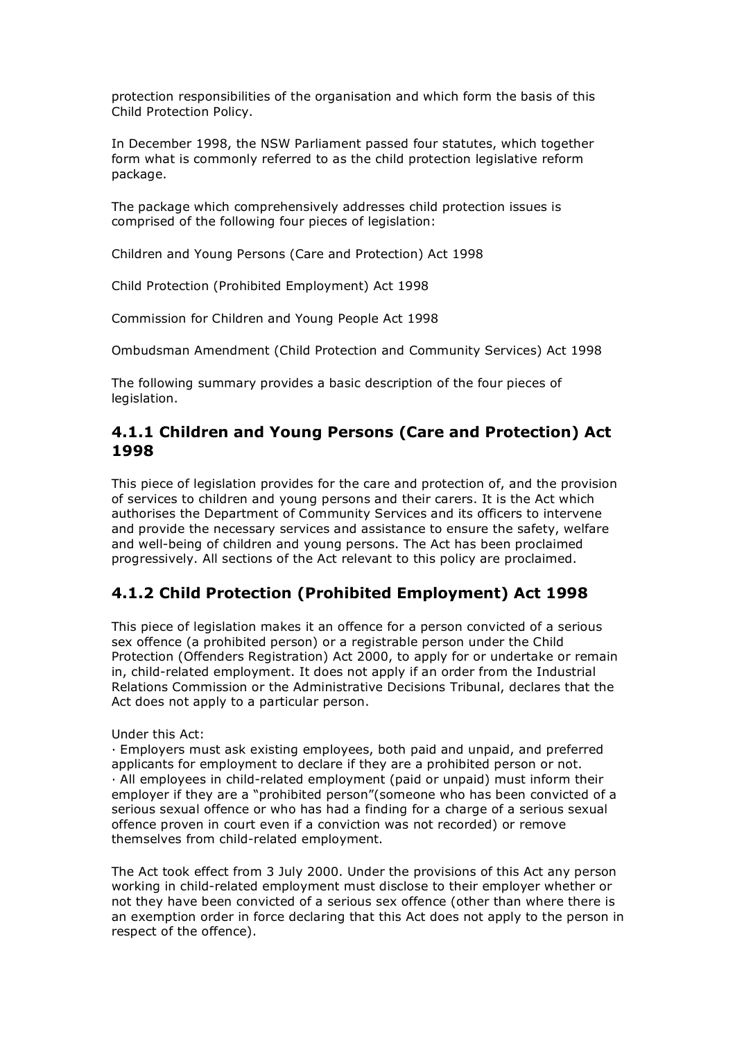protection responsibilities of the organisation and which form the basis of this Child Protection Policy.

In December 1998, the NSW Parliament passed four statutes, which together form what is commonly referred to as the child protection legislative reform package.

The package which comprehensively addresses child protection issues is comprised of the following four pieces of legislation:

Children and Young Persons (Care and Protection) Act 1998

Child Protection (Prohibited Employment) Act 1998

Commission for Children and Young People Act 1998

Ombudsman Amendment (Child Protection and Community Services) Act 1998

The following summary provides a basic description of the four pieces of legislation.

### 4.1.1 Children and Young Persons (Care and Protection) Act 1998

This piece of legislation provides for the care and protection of, and the provision of services to children and young persons and their carers. It is the Act which authorises the Department of Community Services and its officers to intervene and provide the necessary services and assistance to ensure the safety, welfare and well-being of children and young persons. The Act has been proclaimed progressively. All sections of the Act relevant to this policy are proclaimed.

### 4.1.2 Child Protection (Prohibited Employment) Act 1998

This piece of legislation makes it an offence for a person convicted of a serious sex offence (a prohibited person) or a registrable person under the Child Protection (Offenders Registration) Act 2000, to apply for or undertake or remain in, child-related employment. It does not apply if an order from the Industrial Relations Commission or the Administrative Decisions Tribunal, declares that the Act does not apply to a particular person.

Under this Act:

· Employers must ask existing employees, both paid and unpaid, and preferred applicants for employment to declare if they are a prohibited person or not.
· All employees in child-related employment (paid or unpaid) must inform their employer if they are a "prohibited person"(someone who has been convicted of a serious sexual offence or who has had a finding for a charge of a serious sexual offence proven in court even if a conviction was not recorded) or remove themselves from child-related employment.

The Act took effect from 3 July 2000. Under the provisions of this Act any person working in child-related employment must disclose to their employer whether or not they have been convicted of a serious sex offence (other than where there is an exemption order in force declaring that this Act does not apply to the person in respect of the offence).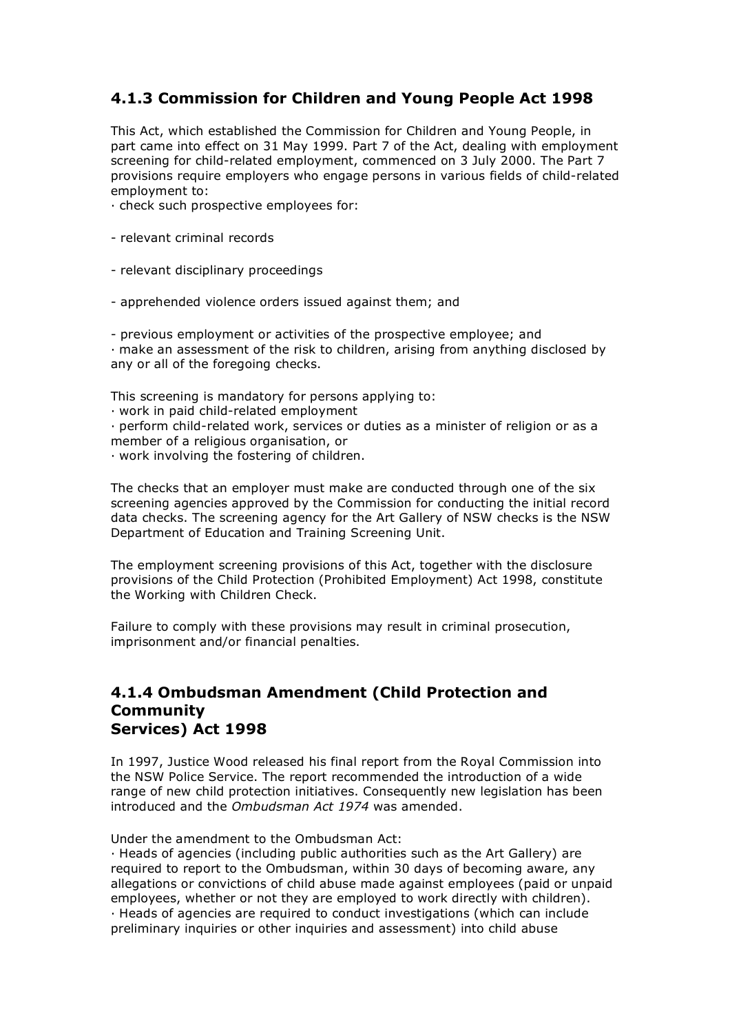### 4.1.3 Commission for Children and Young People Act 1998

This Act, which established the Commission for Children and Young People, in part came into effect on 31 May 1999. Part 7 of the Act, dealing with employment screening for child-related employment, commenced on 3 July 2000. The Part 7 provisions require employers who engage persons in various fields of child-related employment to:

· check such prospective employees for:

- relevant criminal records

- relevant disciplinary proceedings

- apprehended violence orders issued against them; and

- previous employment or activities of the prospective employee; and

· make an assessment of the risk to children, arising from anything disclosed by any or all of the foregoing checks.

This screening is mandatory for persons applying to:

· work in paid child-related employment

· perform child-related work, services or duties as a minister of religion or as a member of a religious organisation, or

· work involving the fostering of children.

The checks that an employer must make are conducted through one of the six screening agencies approved by the Commission for conducting the initial record data checks. The screening agency for the Art Gallery of NSW checks is the NSW Department of Education and Training Screening Unit.

The employment screening provisions of this Act, together with the disclosure provisions of the Child Protection (Prohibited Employment) Act 1998, constitute the Working with Children Check.

Failure to comply with these provisions may result in criminal prosecution, imprisonment and/or financial penalties.

### 4.1.4 Ombudsman Amendment (Child Protection and Community Services) Act 1998

In 1997, Justice Wood released his final report from the Royal Commission into the NSW Police Service. The report recommended the introduction of a wide range of new child protection initiatives. Consequently new legislation has been introduced and the *Ombudsman Act 1974* was amended.

Under the amendment to the Ombudsman Act:

· Heads of agencies (including public authorities such as the Art Gallery) are required to report to the Ombudsman, within 30 days of becoming aware, any allegations or convictions of child abuse made against employees (paid or unpaid employees, whether or not they are employed to work directly with children).

· Heads of agencies are required to conduct investigations (which can include preliminary inquiries or other inquiries and assessment) into child abuse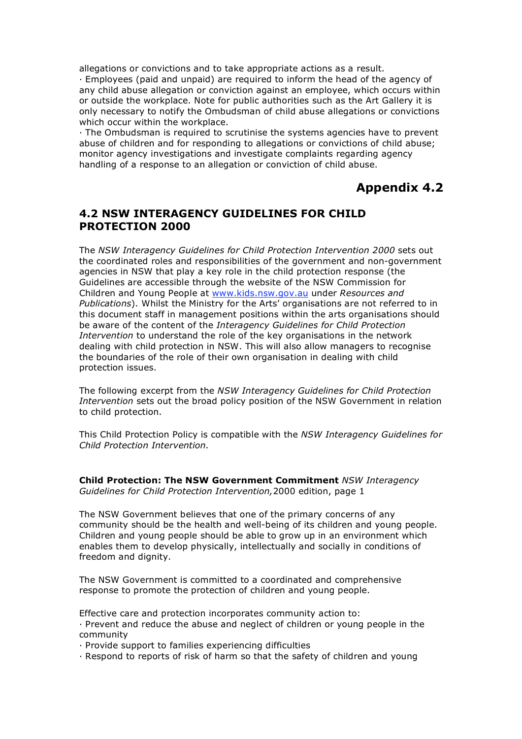allegations or convictions and to take appropriate actions as a result.

· Employees (paid and unpaid) are required to inform the head of the agency of any child abuse allegation or conviction against an employee, which occurs within or outside the workplace. Note for public authorities such as the Art Gallery it is only necessary to notify the Ombudsman of child abuse allegations or convictions which occur within the workplace.

· The Ombudsman is required to scrutinise the systems agencies have to prevent abuse of children and for responding to allegations or convictions of child abuse; monitor agency investigations and investigate complaints regarding agency handling of a response to an allegation or conviction of child abuse.

# Appendix 4.2

## 4.2 NSW INTERAGENCY GUIDELINES FOR CHILD PROTECTION 2000

The *NSW Interagency Guidelines for Child Protection Intervention 2000* sets out the coordinated roles and responsibilities of the government and non-government agencies in NSW that play a key role in the child protection response (the Guidelines are accessible through the website of the NSW Commission for Children and Young People at www.kids.nsw.gov.au under *Resources and Publications*). Whilst the Ministry for the Arts' organisations are not referred to in this document staff in management positions within the arts organisations should be aware of the content of the *Interagency Guidelines for Child Protection Intervention* to understand the role of the key organisations in the network dealing with child protection in NSW. This will also allow managers to recognise the boundaries of the role of their own organisation in dealing with child protection issues.

The following excerpt from the *NSW Interagency Guidelines for Child Protection Intervention* sets out the broad policy position of the NSW Government in relation to child protection.

This Child Protection Policy is compatible with the *NSW Interagency Guidelines for Child Protection Intervention.*

**Child Protection: The NSW Government Commitment** *NSW Interagency Guidelines for Child Protection Intervention,* 2000 edition, page 1

The NSW Government believes that one of the primary concerns of any community should be the health and well-being of its children and young people. Children and young people should be able to grow up in an environment which enables them to develop physically, intellectually and socially in conditions of freedom and dignity.

The NSW Government is committed to a coordinated and comprehensive response to promote the protection of children and young people.

Effective care and protection incorporates community action to:

· Prevent and reduce the abuse and neglect of children or young people in the community
· Provide support to families experiencing difficulties
· Respond to reports of risk of harm so that the safety of children and young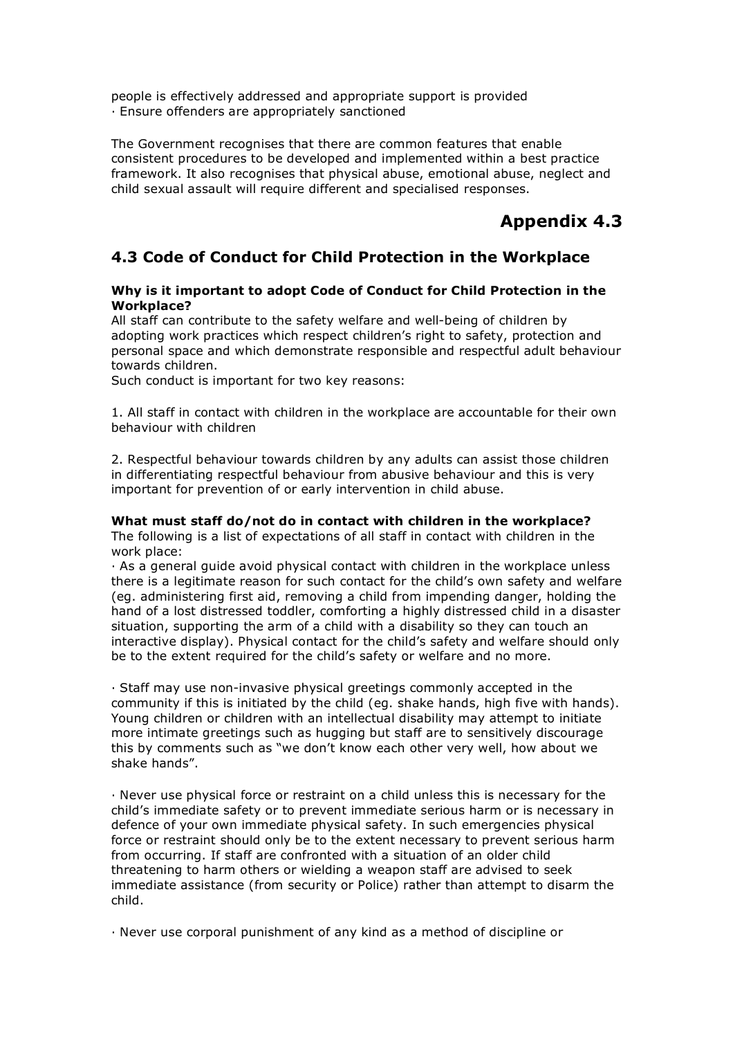people is effectively addressed and appropriate support is provided
· Ensure offenders are appropriately sanctioned

The Government recognises that there are common features that enable consistent procedures to be developed and implemented within a best practice framework. It also recognises that physical abuse, emotional abuse, neglect and child sexual assault will require different and specialised responses.

# Appendix 4.3

## 4.3 Code of Conduct for Child Protection in the Workplace

**Why is it important to adopt Code of Conduct for Child Protection in the Workplace?**
All staff can contribute to the safety welfare and well-being of children by adopting work practices which respect children's right to safety, protection and personal space and which demonstrate responsible and respectful adult behaviour towards children.
Such conduct is important for two key reasons:

1. All staff in contact with children in the workplace are accountable for their own behaviour with children

2. Respectful behaviour towards children by any adults can assist those children in differentiating respectful behaviour from abusive behaviour and this is very important for prevention of or early intervention in child abuse.

**What must staff do/not do in contact with children in the workplace?**
The following is a list of expectations of all staff in contact with children in the work place:
· As a general guide avoid physical contact with children in the workplace unless there is a legitimate reason for such contact for the child's own safety and welfare (eg. administering first aid, removing a child from impending danger, holding the hand of a lost distressed toddler, comforting a highly distressed child in a disaster situation, supporting the arm of a child with a disability so they can touch an interactive display). Physical contact for the child's safety and welfare should only be to the extent required for the child's safety or welfare and no more.

· Staff may use non-invasive physical greetings commonly accepted in the community if this is initiated by the child (eg. shake hands, high five with hands). Young children or children with an intellectual disability may attempt to initiate more intimate greetings such as hugging but staff are to sensitively discourage this by comments such as "we don't know each other very well, how about we shake hands".

· Never use physical force or restraint on a child unless this is necessary for the child's immediate safety or to prevent immediate serious harm or is necessary in defence of your own immediate physical safety. In such emergencies physical force or restraint should only be to the extent necessary to prevent serious harm from occurring. If staff are confronted with a situation of an older child threatening to harm others or wielding a weapon staff are advised to seek immediate assistance (from security or Police) rather than attempt to disarm the child.

· Never use corporal punishment of any kind as a method of discipline or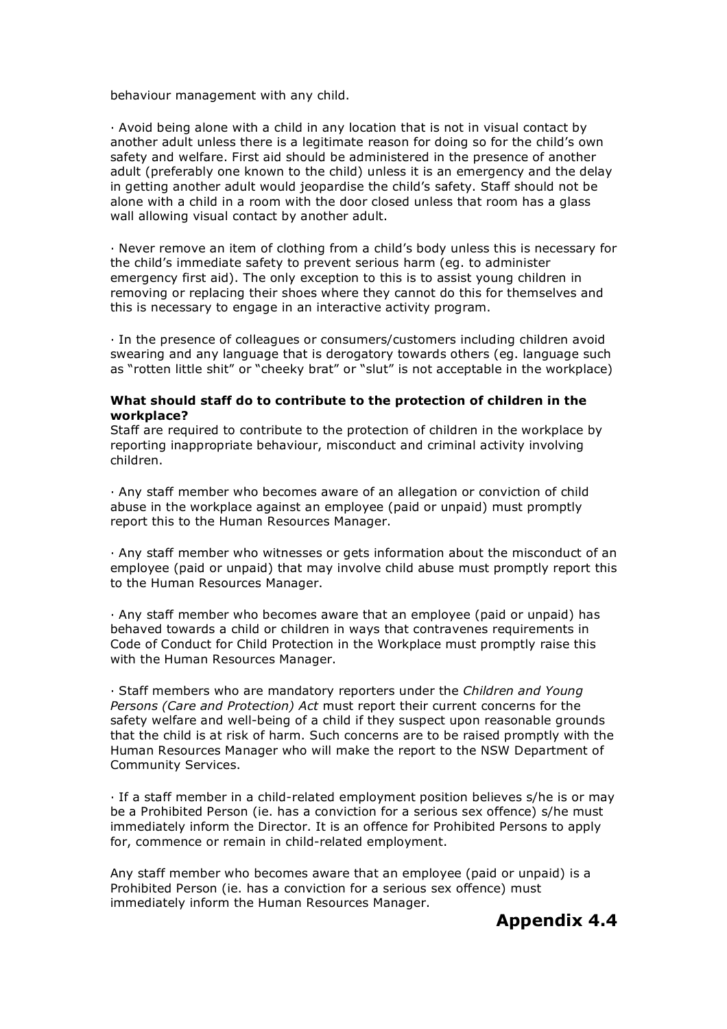behaviour management with any child.

· Avoid being alone with a child in any location that is not in visual contact by another adult unless there is a legitimate reason for doing so for the child's own safety and welfare. First aid should be administered in the presence of another adult (preferably one known to the child) unless it is an emergency and the delay in getting another adult would jeopardise the child's safety. Staff should not be alone with a child in a room with the door closed unless that room has a glass wall allowing visual contact by another adult.

· Never remove an item of clothing from a child's body unless this is necessary for the child's immediate safety to prevent serious harm (eg. to administer emergency first aid). The only exception to this is to assist young children in removing or replacing their shoes where they cannot do this for themselves and this is necessary to engage in an interactive activity program.

· In the presence of colleagues or consumers/customers including children avoid swearing and any language that is derogatory towards others (eg. language such as "rotten little shit" or "cheeky brat" or "slut" is not acceptable in the workplace)

**What should staff do to contribute to the protection of children in the workplace?**

Staff are required to contribute to the protection of children in the workplace by reporting inappropriate behaviour, misconduct and criminal activity involving children.

· Any staff member who becomes aware of an allegation or conviction of child abuse in the workplace against an employee (paid or unpaid) must promptly report this to the Human Resources Manager.

· Any staff member who witnesses or gets information about the misconduct of an employee (paid or unpaid) that may involve child abuse must promptly report this to the Human Resources Manager.

· Any staff member who becomes aware that an employee (paid or unpaid) has behaved towards a child or children in ways that contravenes requirements in Code of Conduct for Child Protection in the Workplace must promptly raise this with the Human Resources Manager.

· Staff members who are mandatory reporters under the *Children and Young Persons (Care and Protection) Act* must report their current concerns for the safety welfare and well-being of a child if they suspect upon reasonable grounds that the child is at risk of harm. Such concerns are to be raised promptly with the Human Resources Manager who will make the report to the NSW Department of Community Services.

· If a staff member in a child-related employment position believes s/he is or may be a Prohibited Person (ie. has a conviction for a serious sex offence) s/he must immediately inform the Director. It is an offence for Prohibited Persons to apply for, commence or remain in child-related employment.

Any staff member who becomes aware that an employee (paid or unpaid) is a Prohibited Person (ie. has a conviction for a serious sex offence) must immediately inform the Human Resources Manager.

## Appendix 4.4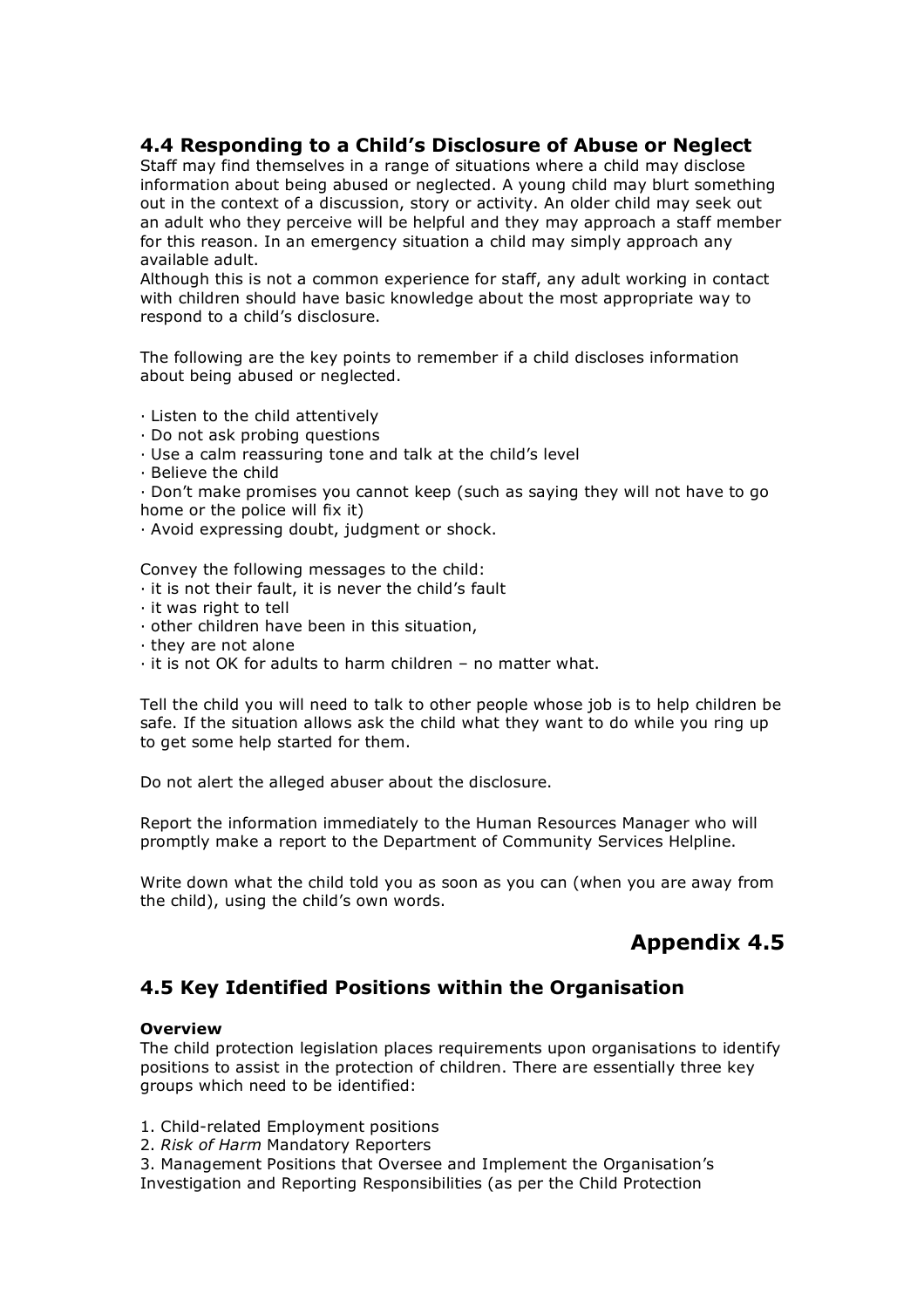## 4.4 Responding to a Child's Disclosure of Abuse or Neglect

Staff may find themselves in a range of situations where a child may disclose information about being abused or neglected. A young child may blurt something out in the context of a discussion, story or activity. An older child may seek out an adult who they perceive will be helpful and they may approach a staff member for this reason. In an emergency situation a child may simply approach any available adult.
Although this is not a common experience for staff, any adult working in contact with children should have basic knowledge about the most appropriate way to respond to a child's disclosure.

The following are the key points to remember if a child discloses information about being abused or neglected.

- Listen to the child attentively
- Do not ask probing questions
- Use a calm reassuring tone and talk at the child's level
- Believe the child
- Don't make promises you cannot keep (such as saying they will not have to go home or the police will fix it)
- Avoid expressing doubt, judgment or shock.

Convey the following messages to the child:

- it is not their fault, it is never the child's fault
- it was right to tell
- other children have been in this situation,
- they are not alone
- it is not OK for adults to harm children – no matter what.

Tell the child you will need to talk to other people whose job is to help children be safe. If the situation allows ask the child what they want to do while you ring up to get some help started for them.

Do not alert the alleged abuser about the disclosure.

Report the information immediately to the Human Resources Manager who will promptly make a report to the Department of Community Services Helpline.

Write down what the child told you as soon as you can (when you are away from the child), using the child's own words.

# Appendix 4.5

## 4.5 Key Identified Positions within the Organisation

**Overview**

The child protection legislation places requirements upon organisations to identify positions to assist in the protection of children. There are essentially three key groups which need to be identified:

1. Child-related Employment positions
2. *Risk of Harm* Mandatory Reporters
3. Management Positions that Oversee and Implement the Organisation's Investigation and Reporting Responsibilities (as per the Child Protection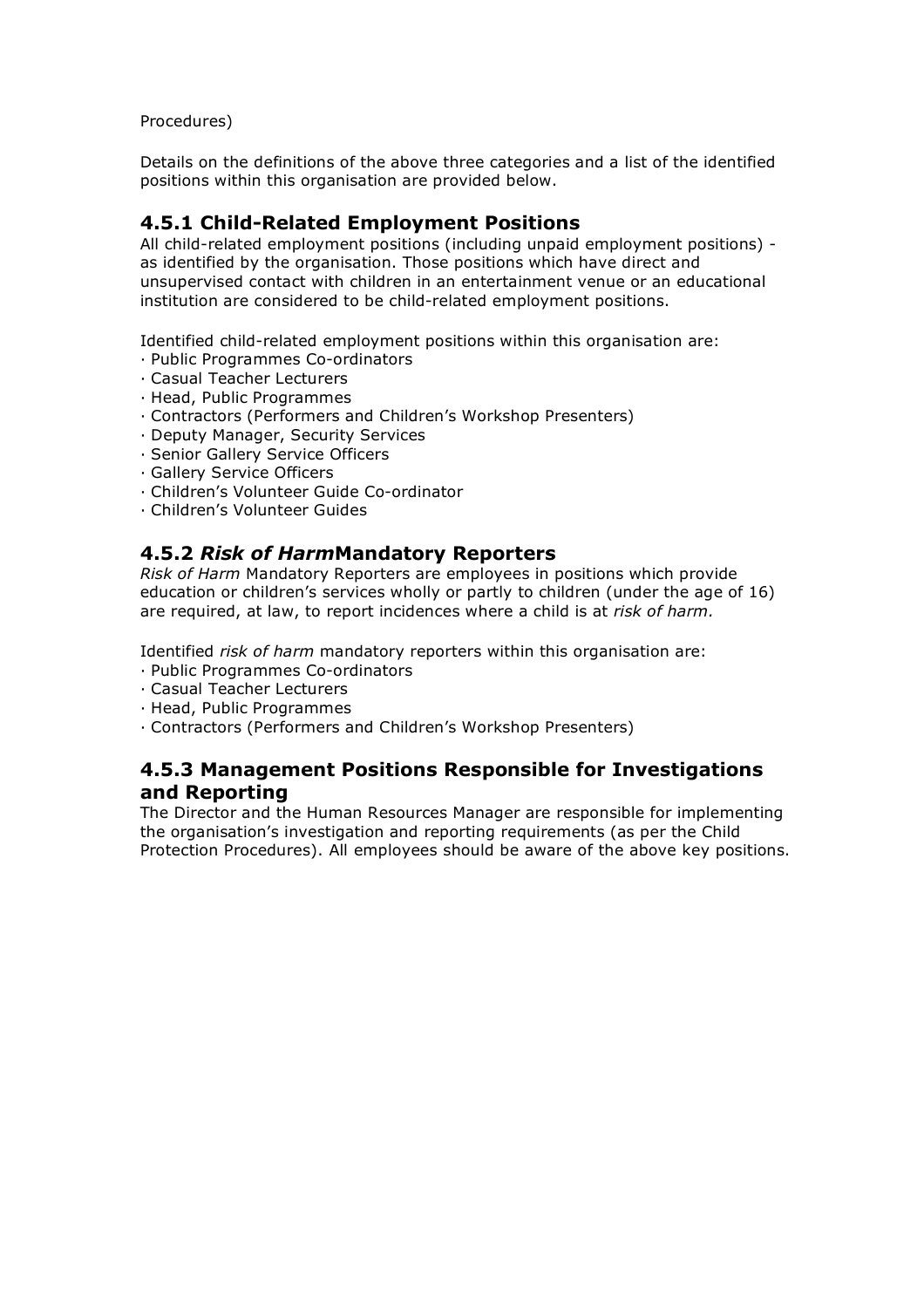Procedures)

Details on the definitions of the above three categories and a list of the identified positions within this organisation are provided below.

### 4.5.1 Child-Related Employment Positions

All child-related employment positions (including unpaid employment positions) - as identified by the organisation. Those positions which have direct and unsupervised contact with children in an entertainment venue or an educational institution are considered to be child-related employment positions.

Identified child-related employment positions within this organisation are:

- Public Programmes Co-ordinators
- Casual Teacher Lecturers
- Head, Public Programmes
- Contractors (Performers and Children's Workshop Presenters)
- Deputy Manager, Security Services
- Senior Gallery Service Officers
- Gallery Service Officers
- Children's Volunteer Guide Co-ordinator
- Children's Volunteer Guides

### 4.5.2 *Risk of Harm* Mandatory Reporters

*Risk of Harm* Mandatory Reporters are employees in positions which provide education or children's services wholly or partly to children (under the age of 16) are required, at law, to report incidences where a child is at *risk of harm.*

Identified *risk of harm* mandatory reporters within this organisation are:

- Public Programmes Co-ordinators
- Casual Teacher Lecturers
- Head, Public Programmes
- Contractors (Performers and Children's Workshop Presenters)

### 4.5.3 Management Positions Responsible for Investigations and Reporting

The Director and the Human Resources Manager are responsible for implementing the organisation's investigation and reporting requirements (as per the Child Protection Procedures). All employees should be aware of the above key positions.